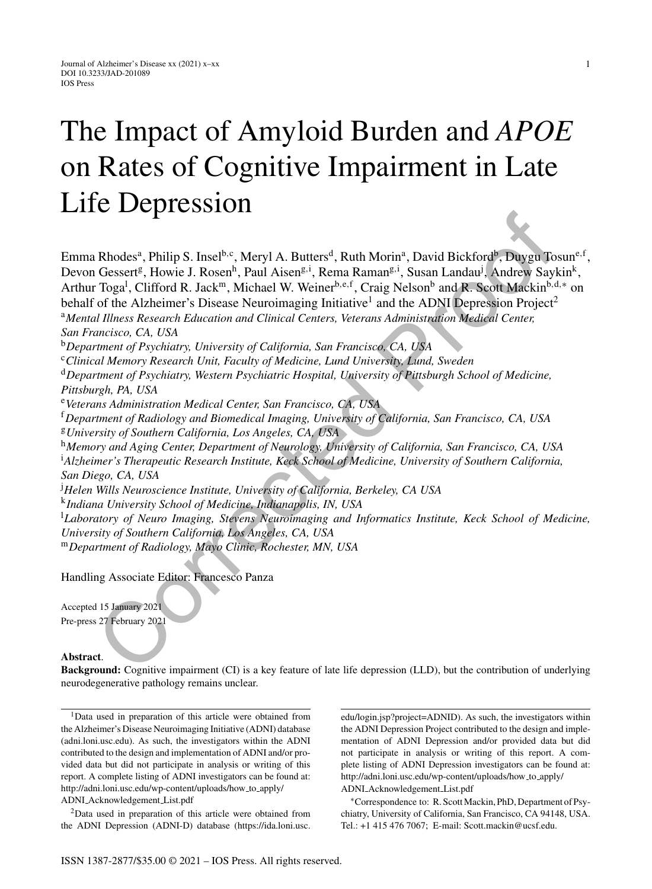# The Impact of Amyloid Burden and *APOE* on Rates of Cognitive Impairment in Late Life Depression

Emma Rhodes[a], Philip S. Insel[b,c], Meryl A. Butters[d], Ruth Morin[a], David Bickford[b], Duygu Tosun[e,f], Devon Gessert[g], Howie J. Rosen[h], Paul Aisen[g,i], Rema Raman[g,i], Susan Landau[j], Andrew Saykin[k], Arthur Toga[l], Clifford R. Jack[m], Michael W. Weiner[b,e,f], Craig Nelson[b] and R. Scott Mackin[b,d,*] on behalf of the Alzheimer's Disease Neuroimaging Initiative[1] and the ADNI Depression Project[2]

[a]*Mental Illness Research Education and Clinical Centers, Veterans Administration Medical Center, San Francisco, CA, USA*
[b]*Department of Psychiatry, University of California, San Francisco, CA, USA*
[c]*Clinical Memory Research Unit, Faculty of Medicine, Lund University, Lund, Sweden*
[d]*Department of Psychiatry, Western Psychiatric Hospital, University of Pittsburgh School of Medicine, Pittsburgh, PA, USA*
[e]*Veterans Administration Medical Center, San Francisco, CA, USA*
[f]*Department of Radiology and Biomedical Imaging, University of California, San Francisco, CA, USA*
[g]*University of Southern California, Los Angeles, CA, USA*
[h]*Memory and Aging Center, Department of Neurology, University of California, San Francisco, CA, USA*
[i]*Alzheimer's Therapeutic Research Institute, Keck School of Medicine, University of Southern California, San Diego, CA, USA*
[j]*Helen Wills Neuroscience Institute, University of California, Berkeley, CA USA*
[k]*Indiana University School of Medicine, Indianapolis, IN, USA*
[l]*Laboratory of Neuro Imaging, Stevens Neuroimaging and Informatics Institute, Keck School of Medicine, University of Southern California, Los Angeles, CA, USA*
[m]*Department of Radiology, Mayo Clinic, Rochester, MN, USA*

Handling Associate Editor: Francesco Panza

Accepted 15 January 2021
Pre-press 27 February 2021

**Abstract**.
**Background:** Cognitive impairment (CI) is a key feature of late life depression (LLD), but the contribution of underlying neurodegenerative pathology remains unclear.

[1]Data used in preparation of this article were obtained from the Alzheimer's Disease Neuroimaging Initiative (ADNI) database (adni.loni.usc.edu). As such, the investigators within the ADNI contributed to the design and implementation of ADNI and/or provided data but did not participate in analysis or writing of this report. A complete listing of ADNI investigators can be found at: http://adni.loni.usc.edu/wp-content/uploads/how_to_apply/ADNI_Acknowledgement_List.pdf

[2]Data used in preparation of this article were obtained from the ADNI Depression (ADNI-D) database (https://ida.loni.usc.edu/login.jsp?project=ADNID). As such, the investigators within the ADNI Depression Project contributed to the design and implementation of ADNI Depression and/or provided data but did not participate in analysis or writing of this report. A complete listing of ADNI Depression investigators can be found at: http://adni.loni.usc.edu/wp-content/uploads/how_to_apply/ADNI_Acknowledgement_List.pdf

*Correspondence to: R. Scott Mackin, PhD, Department of Psychiatry, University of California, San Francisco, CA 94148, USA. Tel.: +1 415 476 7067; E-mail: Scott.mackin@ucsf.edu.

ISSN 1387-2877/$35.00 © 2021 – IOS Press. All rights reserved.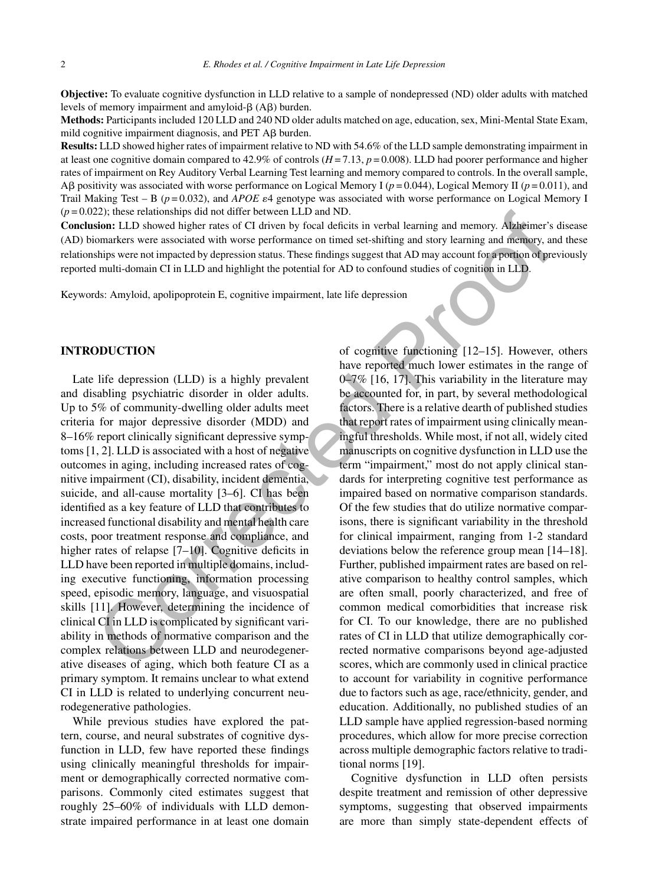**Objective:** To evaluate cognitive dysfunction in LLD relative to a sample of nondepressed (ND) older adults with matched levels of memory impairment and amyloid-β (Aβ) burden.

**Methods:** Participants included 120 LLD and 240 ND older adults matched on age, education, sex, Mini-Mental State Exam, mild cognitive impairment diagnosis, and PET Aβ burden.

**Results:** LLD showed higher rates of impairment relative to ND with 54.6% of the LLD sample demonstrating impairment in at least one cognitive domain compared to 42.9% of controls ($H = 7.13$, $p = 0.008$). LLD had poorer performance and higher rates of impairment on Rey Auditory Verbal Learning Test learning and memory compared to controls. In the overall sample, Aβ positivity was associated with worse performance on Logical Memory I ($p = 0.044$), Logical Memory II ($p = 0.011$), and Trail Making Test – B ($p = 0.032$), and *APOE* ε4 genotype was associated with worse performance on Logical Memory I ($p = 0.022$); these relationships did not differ between LLD and ND.

**Conclusion:** LLD showed higher rates of CI driven by focal deficits in verbal learning and memory. Alzheimer's disease (AD) biomarkers were associated with worse performance on timed set-shifting and story learning and memory, and these relationships were not impacted by depression status. These findings suggest that AD may account for a portion of previously reported multi-domain CI in LLD and highlight the potential for AD to confound studies of cognition in LLD.

Keywords: Amyloid, apolipoprotein E, cognitive impairment, late life depression

## INTRODUCTION

Late life depression (LLD) is a highly prevalent and disabling psychiatric disorder in older adults. Up to 5% of community-dwelling older adults meet criteria for major depressive disorder (MDD) and 8–16% report clinically significant depressive symptoms [1, 2]. LLD is associated with a host of negative outcomes in aging, including increased rates of cognitive impairment (CI), disability, incident dementia, suicide, and all-cause mortality [3–6]. CI has been identified as a key feature of LLD that contributes to increased functional disability and mental health care costs, poor treatment response and compliance, and higher rates of relapse [7–10]. Cognitive deficits in LLD have been reported in multiple domains, including executive functioning, information processing speed, episodic memory, language, and visuospatial skills [11]. However, determining the incidence of clinical CI in LLD is complicated by significant variability in methods of normative comparison and the complex relations between LLD and neurodegenerative diseases of aging, which both feature CI as a primary symptom. It remains unclear to what extend CI in LLD is related to underlying concurrent neurodegenerative pathologies.

While previous studies have explored the pattern, course, and neural substrates of cognitive dysfunction in LLD, few have reported these findings using clinically meaningful thresholds for impairment or demographically corrected normative comparisons. Commonly cited estimates suggest that roughly 25–60% of individuals with LLD demonstrate impaired performance in at least one domain of cognitive functioning [12–15]. However, others have reported much lower estimates in the range of 0–7% [16, 17]. This variability in the literature may be accounted for, in part, by several methodological factors. There is a relative dearth of published studies that report rates of impairment using clinically meaningful thresholds. While most, if not all, widely cited manuscripts on cognitive dysfunction in LLD use the term "impairment," most do not apply clinical standards for interpreting cognitive test performance as impaired based on normative comparison standards. Of the few studies that do utilize normative comparisons, there is significant variability in the threshold for clinical impairment, ranging from 1-2 standard deviations below the reference group mean [14–18]. Further, published impairment rates are based on relative comparison to healthy control samples, which are often small, poorly characterized, and free of common medical comorbidities that increase risk for CI. To our knowledge, there are no published rates of CI in LLD that utilize demographically corrected normative comparisons beyond age-adjusted scores, which are commonly used in clinical practice to account for variability in cognitive performance due to factors such as age, race/ethnicity, gender, and education. Additionally, no published studies of an LLD sample have applied regression-based norming procedures, which allow for more precise correction across multiple demographic factors relative to traditional norms [19].

Cognitive dysfunction in LLD often persists despite treatment and remission of other depressive symptoms, suggesting that observed impairments are more than simply state-dependent effects of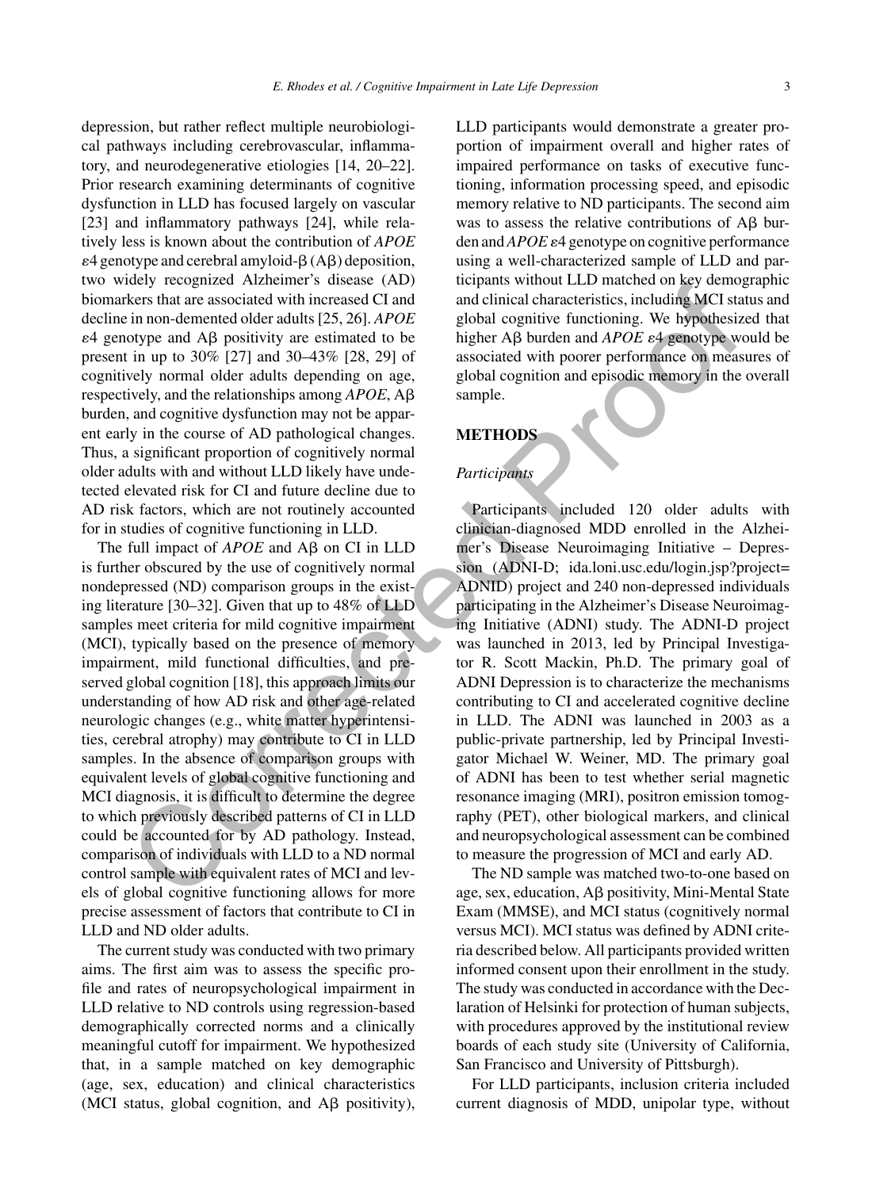depression, but rather reflect multiple neurobiological pathways including cerebrovascular, inflammatory, and neurodegenerative etiologies [14, 20–22]. Prior research examining determinants of cognitive dysfunction in LLD has focused largely on vascular [23] and inflammatory pathways [24], while relatively less is known about the contribution of *APOE* $\varepsilon$4 genotype and cerebral amyloid-β (Aβ) deposition, two widely recognized Alzheimer's disease (AD) biomarkers that are associated with increased CI and decline in non-demented older adults [25, 26]. *APOE* $\varepsilon$4 genotype and Aβ positivity are estimated to be present in up to 30% [27] and 30–43% [28, 29] of cognitively normal older adults depending on age, respectively, and the relationships among *APOE*, Aβ burden, and cognitive dysfunction may not be apparent early in the course of AD pathological changes. Thus, a significant proportion of cognitively normal older adults with and without LLD likely have undetected elevated risk for CI and future decline due to AD risk factors, which are not routinely accounted for in studies of cognitive functioning in LLD.

The full impact of *APOE* and Aβ on CI in LLD is further obscured by the use of cognitively normal nondepressed (ND) comparison groups in the existing literature [30–32]. Given that up to 48% of LLD samples meet criteria for mild cognitive impairment (MCI), typically based on the presence of memory impairment, mild functional difficulties, and preserved global cognition [18], this approach limits our understanding of how AD risk and other age-related neurologic changes (e.g., white matter hyperintensities, cerebral atrophy) may contribute to CI in LLD samples. In the absence of comparison groups with equivalent levels of global cognitive functioning and MCI diagnosis, it is difficult to determine the degree to which previously described patterns of CI in LLD could be accounted for by AD pathology. Instead, comparison of individuals with LLD to a ND normal control sample with equivalent rates of MCI and levels of global cognitive functioning allows for more precise assessment of factors that contribute to CI in LLD and ND older adults.

The current study was conducted with two primary aims. The first aim was to assess the specific profile and rates of neuropsychological impairment in LLD relative to ND controls using regression-based demographically corrected norms and a clinically meaningful cutoff for impairment. We hypothesized that, in a sample matched on key demographic (age, sex, education) and clinical characteristics (MCI status, global cognition, and Aβ positivity), LLD participants would demonstrate a greater proportion of impairment overall and higher rates of impaired performance on tasks of executive functioning, information processing speed, and episodic memory relative to ND participants. The second aim was to assess the relative contributions of Aβ burden and *APOE* $\varepsilon$4 genotype on cognitive performance using a well-characterized sample of LLD and participants without LLD matched on key demographic and clinical characteristics, including MCI status and global cognitive functioning. We hypothesized that higher Aβ burden and *APOE* $\varepsilon$4 genotype would be associated with poorer performance on measures of global cognition and episodic memory in the overall sample.

## METHODS

### *Participants*

Participants included 120 older adults with clinician-diagnosed MDD enrolled in the Alzheimer's Disease Neuroimaging Initiative – Depression (ADNI-D; ida.loni.usc.edu/login.jsp?project=ADNID) project and 240 non-depressed individuals participating in the Alzheimer's Disease Neuroimaging Initiative (ADNI) study. The ADNI-D project was launched in 2013, led by Principal Investigator R. Scott Mackin, Ph.D. The primary goal of ADNI Depression is to characterize the mechanisms contributing to CI and accelerated cognitive decline in LLD. The ADNI was launched in 2003 as a public-private partnership, led by Principal Investigator Michael W. Weiner, MD. The primary goal of ADNI has been to test whether serial magnetic resonance imaging (MRI), positron emission tomography (PET), other biological markers, and clinical and neuropsychological assessment can be combined to measure the progression of MCI and early AD.

The ND sample was matched two-to-one based on age, sex, education, Aβ positivity, Mini-Mental State Exam (MMSE), and MCI status (cognitively normal versus MCI). MCI status was defined by ADNI criteria described below. All participants provided written informed consent upon their enrollment in the study. The study was conducted in accordance with the Declaration of Helsinki for protection of human subjects, with procedures approved by the institutional review boards of each study site (University of California, San Francisco and University of Pittsburgh).

For LLD participants, inclusion criteria included current diagnosis of MDD, unipolar type, without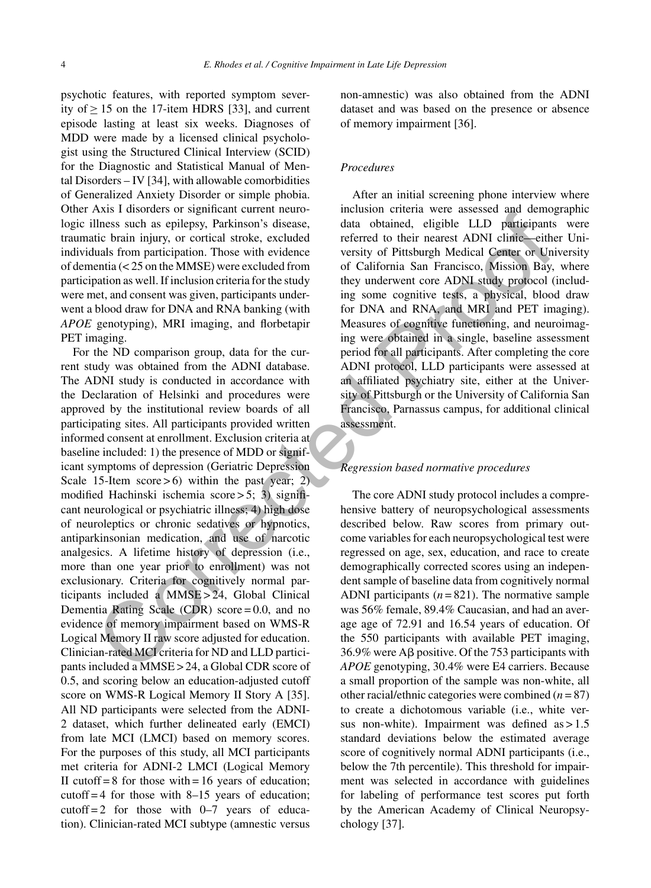psychotic features, with reported symptom severity of ≥ 15 on the 17-item HDRS [33], and current episode lasting at least six weeks. Diagnoses of MDD were made by a licensed clinical psychologist using the Structured Clinical Interview (SCID) for the Diagnostic and Statistical Manual of Mental Disorders – IV [34], with allowable comorbidities of Generalized Anxiety Disorder or simple phobia. Other Axis I disorders or significant current neurologic illness such as epilepsy, Parkinson's disease, traumatic brain injury, or cortical stroke, excluded individuals from participation. Those with evidence of dementia (< 25 on the MMSE) were excluded from participation as well. If inclusion criteria for the study were met, and consent was given, participants underwent a blood draw for DNA and RNA banking (with *APOE* genotyping), MRI imaging, and florbetapir PET imaging.

For the ND comparison group, data for the current study was obtained from the ADNI database. The ADNI study is conducted in accordance with the Declaration of Helsinki and procedures were approved by the institutional review boards of all participating sites. All participants provided written informed consent at enrollment. Exclusion criteria at baseline included: 1) the presence of MDD or significant symptoms of depression (Geriatric Depression Scale 15-Item score > 6) within the past year; 2) modified Hachinski ischemia score > 5; 3) significant neurological or psychiatric illness; 4) high dose of neuroleptics or chronic sedatives or hypnotics, antiparkinsonian medication, and use of narcotic analgesics. A lifetime history of depression (i.e., more than one year prior to enrollment) was not exclusionary. Criteria for cognitively normal participants included a MMSE > 24, Global Clinical Dementia Rating Scale (CDR) score = 0.0, and no evidence of memory impairment based on WMS-R Logical Memory II raw score adjusted for education. Clinician-rated MCI criteria for ND and LLD participants included a MMSE > 24, a Global CDR score of 0.5, and scoring below an education-adjusted cutoff score on WMS-R Logical Memory II Story A [35]. All ND participants were selected from the ADNI-2 dataset, which further delineated early (EMCI) from late MCI (LMCI) based on memory scores. For the purposes of this study, all MCI participants met criteria for ADNI-2 LMCI (Logical Memory II cutoff = 8 for those with = 16 years of education; cutoff = 4 for those with 8–15 years of education; cutoff = 2 for those with 0–7 years of education). Clinician-rated MCI subtype (amnestic versus non-amnestic) was also obtained from the ADNI dataset and was based on the presence or absence of memory impairment [36].

### *Procedures*

After an initial screening phone interview where inclusion criteria were assessed and demographic data obtained, eligible LLD participants were referred to their nearest ADNI clinic—either University of Pittsburgh Medical Center or University of California San Francisco, Mission Bay, where they underwent core ADNI study protocol (including some cognitive tests, a physical, blood draw for DNA and RNA, and MRI and PET imaging). Measures of cognitive functioning, and neuroimaging were obtained in a single, baseline assessment period for all participants. After completing the core ADNI protocol, LLD participants were assessed at an affiliated psychiatry site, either at the University of Pittsburgh or the University of California San Francisco, Parnassus campus, for additional clinical assessment.

### *Regression based normative procedures*

The core ADNI study protocol includes a comprehensive battery of neuropsychological assessments described below. Raw scores from primary outcome variables for each neuropsychological test were regressed on age, sex, education, and race to create demographically corrected scores using an independent sample of baseline data from cognitively normal ADNI participants ($n = 821$). The normative sample was 56% female, 89.4% Caucasian, and had an average age of 72.91 and 16.54 years of education. Of the 550 participants with available PET imaging, 36.9% were Aβ positive. Of the 753 participants with *APOE* genotyping, 30.4% were E4 carriers. Because a small proportion of the sample was non-white, all other racial/ethnic categories were combined ($n = 87$) to create a dichotomous variable (i.e., white versus non-white). Impairment was defined as > 1.5 standard deviations below the estimated average score of cognitively normal ADNI participants (i.e., below the 7th percentile). This threshold for impairment was selected in accordance with guidelines for labeling of performance test scores put forth by the American Academy of Clinical Neuropsychology [37].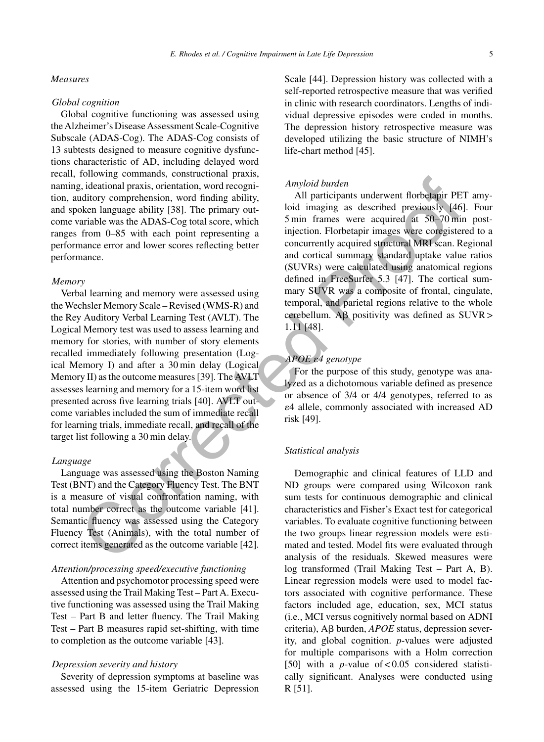## Measures

### Global cognition

Global cognitive functioning was assessed using the Alzheimer's Disease Assessment Scale-Cognitive Subscale (ADAS-Cog). The ADAS-Cog consists of 13 subtests designed to measure cognitive dysfunctions characteristic of AD, including delayed word recall, following commands, constructional praxis, naming, ideational praxis, orientation, word recognition, auditory comprehension, word finding ability, and spoken language ability [38]. The primary outcome variable was the ADAS-Cog total score, which ranges from 0–85 with each point representing a performance error and lower scores reflecting better performance.

### Memory

Verbal learning and memory were assessed using the Wechsler Memory Scale – Revised (WMS-R) and the Rey Auditory Verbal Learning Test (AVLT). The Logical Memory test was used to assess learning and memory for stories, with number of story elements recalled immediately following presentation (Logical Memory I) and after a 30 min delay (Logical Memory II) as the outcome measures [39]. The AVLT assesses learning and memory for a 15-item word list presented across five learning trials [40]. AVLT outcome variables included the sum of immediate recall for learning trials, immediate recall, and recall of the target list following a 30 min delay.

### Language

Language was assessed using the Boston Naming Test (BNT) and the Category Fluency Test. The BNT is a measure of visual confrontation naming, with total number correct as the outcome variable [41]. Semantic fluency was assessed using the Category Fluency Test (Animals), with the total number of correct items generated as the outcome variable [42].

### Attention/processing speed/executive functioning

Attention and psychomotor processing speed were assessed using the Trail Making Test – Part A. Executive functioning was assessed using the Trail Making Test – Part B and letter fluency. The Trail Making Test – Part B measures rapid set-shifting, with time to completion as the outcome variable [43].

### Depression severity and history

Severity of depression symptoms at baseline was assessed using the 15-item Geriatric Depression Scale [44]. Depression history was collected with a self-reported retrospective measure that was verified in clinic with research coordinators. Lengths of individual depressive episodes were coded in months. The depression history retrospective measure was developed utilizing the basic structure of NIMH's life-chart method [45].

### Amyloid burden

All participants underwent florbetapir PET amyloid imaging as described previously [46]. Four 5 min frames were acquired at 50–70 min post-injection. Florbetapir images were coregistered to a concurrently acquired structural MRI scan. Regional and cortical summary standard uptake value ratios (SUVRs) were calculated using anatomical regions defined in FreeSurfer 5.3 [47]. The cortical summary SUVR was a composite of frontal, cingulate, temporal, and parietal regions relative to the whole cerebellum. Aβ positivity was defined as SUVR > 1.11 [48].

### *APOE* ε4 genotype

For the purpose of this study, genotype was analyzed as a dichotomous variable defined as presence or absence of 3/4 or 4/4 genotypes, referred to as ε4 allele, commonly associated with increased AD risk [49].

### Statistical analysis

Demographic and clinical features of LLD and ND groups were compared using Wilcoxon rank sum tests for continuous demographic and clinical characteristics and Fisher's Exact test for categorical variables. To evaluate cognitive functioning between the two groups linear regression models were estimated and tested. Model fits were evaluated through analysis of the residuals. Skewed measures were log transformed (Trail Making Test – Part A, B). Linear regression models were used to model factors associated with cognitive performance. These factors included age, education, sex, MCI status (i.e., MCI versus cognitively normal based on ADNI criteria), Aβ burden, *APOE* status, depression severity, and global cognition. *p*-values were adjusted for multiple comparisons with a Holm correction [50] with a *p*-value of $< 0.05$ considered statistically significant. Analyses were conducted using R [51].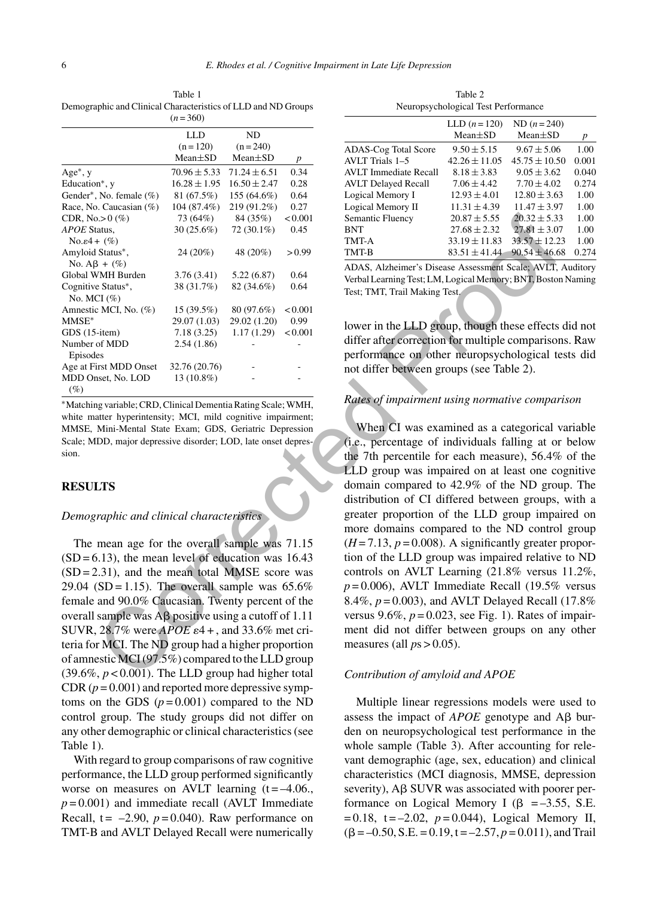Table 1
Demographic and Clinical Characteristics of LLD and ND Groups ($n = 360$)

| | LLD (n = 120) Mean±SD | ND (n = 240) Mean±SD | *p* |
|---|---|---|---|
| Age*, y | 70.96 ± 5.33 | 71.24 ± 6.51 | 0.34 |
| Education*, y | 16.28 ± 1.95 | 16.50 ± 2.47 | 0.28 |
| Gender*, No. female (%) | 81 (67.5%) | 155 (64.6%) | 0.64 |
| Race, No. Caucasian (%) | 104 (87.4%) | 219 (91.2%) | 0.27 |
| CDR, No.> 0 (%) | 73 (64%) | 84 (35%) | < 0.001 |
| *APOE* Status, No.ε4 + (%) | 30 (25.6%) | 72 (30.1%) | 0.45 |
| Amyloid Status*, No. Aβ + (%) | 24 (20%) | 48 (20%) | > 0.99 |
| Global WMH Burden | 3.76 (3.41) | 5.22 (6.87) | 0.64 |
| Cognitive Status*, No. MCI (%) | 38 (31.7%) | 82 (34.6%) | 0.64 |
| Amnestic MCI, No. (%) | 15 (39.5%) | 80 (97.6%) | < 0.001 |
| MMSE* | 29.07 (1.03) | 29.02 (1.20) | 0.99 |
| GDS (15-item) | 7.18 (3.25) | 1.17 (1.29) | < 0.001 |
| Number of MDD Episodes | 2.54 (1.86) | - | - |
| Age at First MDD Onset | 32.76 (20.76) | - | - |
| MDD Onset, No. LOD (%) | 13 (10.8%) | - | - |

*Matching variable; CRD, Clinical Dementia Rating Scale; WMH, white matter hyperintensity; MCI, mild cognitive impairment; MMSE, Mini-Mental State Exam; GDS, Geriatric Depression Scale; MDD, major depressive disorder; LOD, late onset depression.

## RESULTS

### Demographic and clinical characteristics

The mean age for the overall sample was 71.15 (SD = 6.13), the mean level of education was 16.43 (SD = 2.31), and the mean total MMSE score was 29.04 (SD = 1.15). The overall sample was 65.6% female and 90.0% Caucasian. Twenty percent of the overall sample was Aβ positive using a cutoff of 1.11 SUVR, 28.7% were *APOE* ε4 +, and 33.6% met criteria for MCI. The ND group had a higher proportion of amnestic MCI (97.5%) compared to the LLD group (39.6%, $p < 0.001$). The LLD group had higher total CDR ($p = 0.001$) and reported more depressive symptoms on the GDS ($p = 0.001$) compared to the ND control group. The study groups did not differ on any other demographic or clinical characteristics (see Table 1).

With regard to group comparisons of raw cognitive performance, the LLD group performed significantly worse on measures on AVLT learning ($t = -4.06$., $p = 0.001$) and immediate recall (AVLT Immediate Recall, $t = -2.90$, $p = 0.040$). Raw performance on TMT-B and AVLT Delayed Recall were numerically lower in the LLD group, though these effects did not differ after correction for multiple comparisons. Raw performance on other neuropsychological tests did not differ between groups (see Table 2).

Table 2
Neuropsychological Test Performance

| | LLD ($n = 120$) Mean±SD | ND ($n = 240$) Mean±SD | *p* |
|---|---|---|---|
| ADAS-Cog Total Score | 9.50 ± 5.15 | 9.67 ± 5.06 | 1.00 |
| AVLT Trials 1–5 | 42.26 ± 11.05 | 45.75 ± 10.50 | 0.001 |
| AVLT Immediate Recall | 8.18 ± 3.83 | 9.05 ± 3.62 | 0.040 |
| AVLT Delayed Recall | 7.06 ± 4.42 | 7.70 ± 4.02 | 0.274 |
| Logical Memory I | 12.93 ± 4.01 | 12.80 ± 3.63 | 1.00 |
| Logical Memory II | 11.31 ± 4.39 | 11.47 ± 3.97 | 1.00 |
| Semantic Fluency | 20.87 ± 5.55 | 20.32 ± 5.33 | 1.00 |
| BNT | 27.68 ± 2.32 | 27.81 ± 3.07 | 1.00 |
| TMT-A | 33.19 ± 11.83 | 33.57 ± 12.23 | 1.00 |
| TMT-B | 83.51 ± 41.44 | 90.54 ± 46.68 | 0.274 |

ADAS, Alzheimer's Disease Assessment Scale; AVLT, Auditory Verbal Learning Test; LM, Logical Memory; BNT, Boston Naming Test; TMT, Trail Making Test.

### Rates of impairment using normative comparison

When CI was examined as a categorical variable (i.e., percentage of individuals falling at or below the 7th percentile for each measure), 56.4% of the LLD group was impaired on at least one cognitive domain compared to 42.9% of the ND group. The distribution of CI differed between groups, with a greater proportion of the LLD group impaired on more domains compared to the ND control group ($H = 7.13$, $p = 0.008$). A significantly greater proportion of the LLD group was impaired relative to ND controls on AVLT Learning (21.8% versus 11.2%, $p = 0.006$), AVLT Immediate Recall (19.5% versus 8.4%, $p = 0.003$), and AVLT Delayed Recall (17.8% versus 9.6%, $p = 0.023$, see Fig. 1). Rates of impairment did not differ between groups on any other measures (all $ps > 0.05$).

### Contribution of amyloid and APOE

Multiple linear regressions models were used to assess the impact of *APOE* genotype and Aβ burden on neuropsychological test performance in the whole sample (Table 3). After accounting for relevant demographic (age, sex, education) and clinical characteristics (MCI diagnosis, MMSE, depression severity), Aβ SUVR was associated with poorer performance on Logical Memory I ($\beta = -3.55$, S.E. = 0.18, $t = -2.02$, $p = 0.044$), Logical Memory II, ($\beta = -0.50$, S.E. = 0.19, $t = -2.57$, $p = 0.011$), and Trail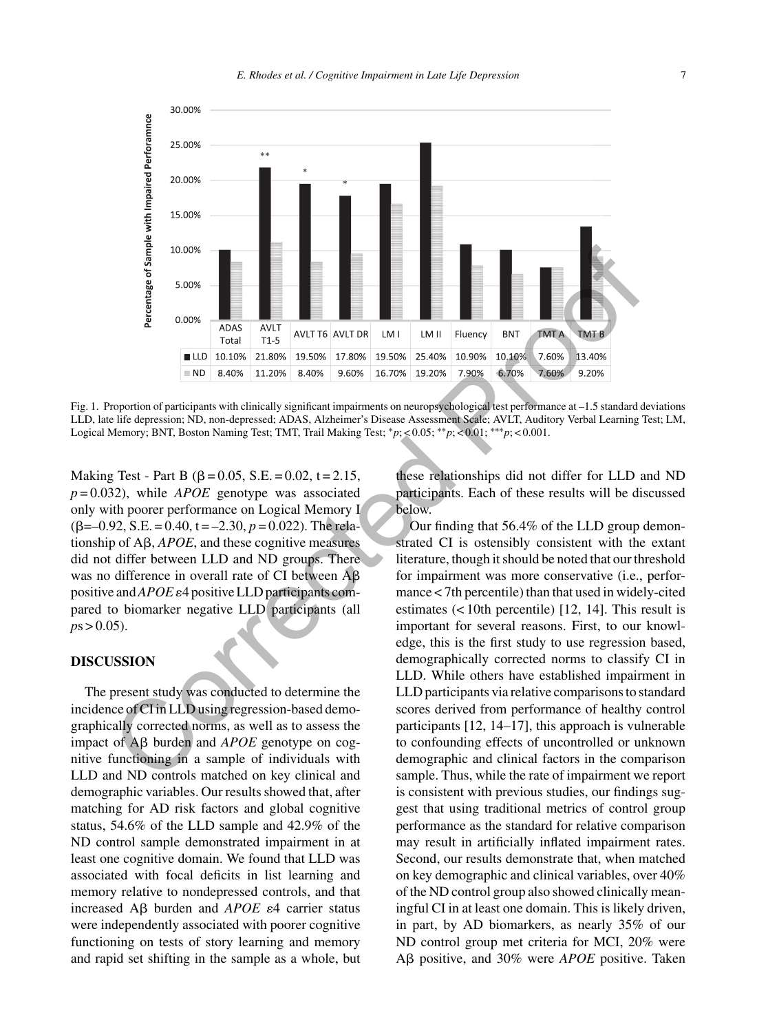30.00%
25.00%
20.00%
15.00%
10.00%
5.00%
0.00%

Percentage of Sample with Impaired Perforamnce

** * *

ADAS Total | AVLT T1-5 | AVLT T6 | AVLT DR | LM I | LM II | Fluency | BNT | TMT A | TMT B

LLD 10.10% 21.80% 19.50% 17.80% 19.50% 25.40% 10.90% 10.10% 7.60% 13.40%

ND 8.40% 11.20% 8.40% 9.60% 16.70% 19.20% 7.90% 6.70% 7.60% 9.20%

Fig. 1. Proportion of participants with clinically significant impairments on neuropsychological test performance at –1.5 standard deviations LLD, late life depression; ND, non-depressed; ADAS, Alzheimer's Disease Assessment Scale; AVLT, Auditory Verbal Learning Test; LM, Logical Memory; BNT, Boston Naming Test; TMT, Trail Making Test; \*$p$; < 0.05; \*\*$p$; < 0.01; \*\*\*$p$; < 0.001.

Making Test - Part B ($\beta = 0.05$, S.E. = 0.02, t = 2.15, $p = 0.032$), while *APOE* genotype was associated only with poorer performance on Logical Memory I ($\beta = -0.92$, S.E. = 0.40, t = –2.30, $p = 0.022$). The relationship of A$\beta$, *APOE*, and these cognitive measures did not differ between LLD and ND groups. There was no difference in overall rate of CI between A$\beta$ positive and *APOE* $\varepsilon$4 positive LLD participants compared to biomarker negative LLD participants (all $ps > 0.05$).

## DISCUSSION

The present study was conducted to determine the incidence of CI in LLD using regression-based demographically corrected norms, as well as to assess the impact of A$\beta$ burden and *APOE* genotype on cognitive functioning in a sample of individuals with LLD and ND controls matched on key clinical and demographic variables. Our results showed that, after matching for AD risk factors and global cognitive status, 54.6% of the LLD sample and 42.9% of the ND control sample demonstrated impairment in at least one cognitive domain. We found that LLD was associated with focal deficits in list learning and memory relative to nondepressed controls, and that increased A$\beta$ burden and *APOE* $\varepsilon$4 carrier status were independently associated with poorer cognitive functioning on tests of story learning and memory and rapid set shifting in the sample as a whole, but these relationships did not differ for LLD and ND participants. Each of these results will be discussed below.

Our finding that 56.4% of the LLD group demonstrated CI is ostensibly consistent with the extant literature, though it should be noted that our threshold for impairment was more conservative (i.e., performance < 7th percentile) than that used in widely-cited estimates (< 10th percentile) [12, 14]. This result is important for several reasons. First, to our knowledge, this is the first study to use regression based, demographically corrected norms to classify CI in LLD. While others have established impairment in LLD participants via relative comparisons to standard scores derived from performance of healthy control participants [12, 14–17], this approach is vulnerable to confounding effects of uncontrolled or unknown demographic and clinical factors in the comparison sample. Thus, while the rate of impairment we report is consistent with previous studies, our findings suggest that using traditional metrics of control group performance as the standard for relative comparison may result in artificially inflated impairment rates. Second, our results demonstrate that, when matched on key demographic and clinical variables, over 40% of the ND control group also showed clinically meaningful CI in at least one domain. This is likely driven, in part, by AD biomarkers, as nearly 35% of our ND control group met criteria for MCI, 20% were A$\beta$ positive, and 30% were *APOE* positive. Taken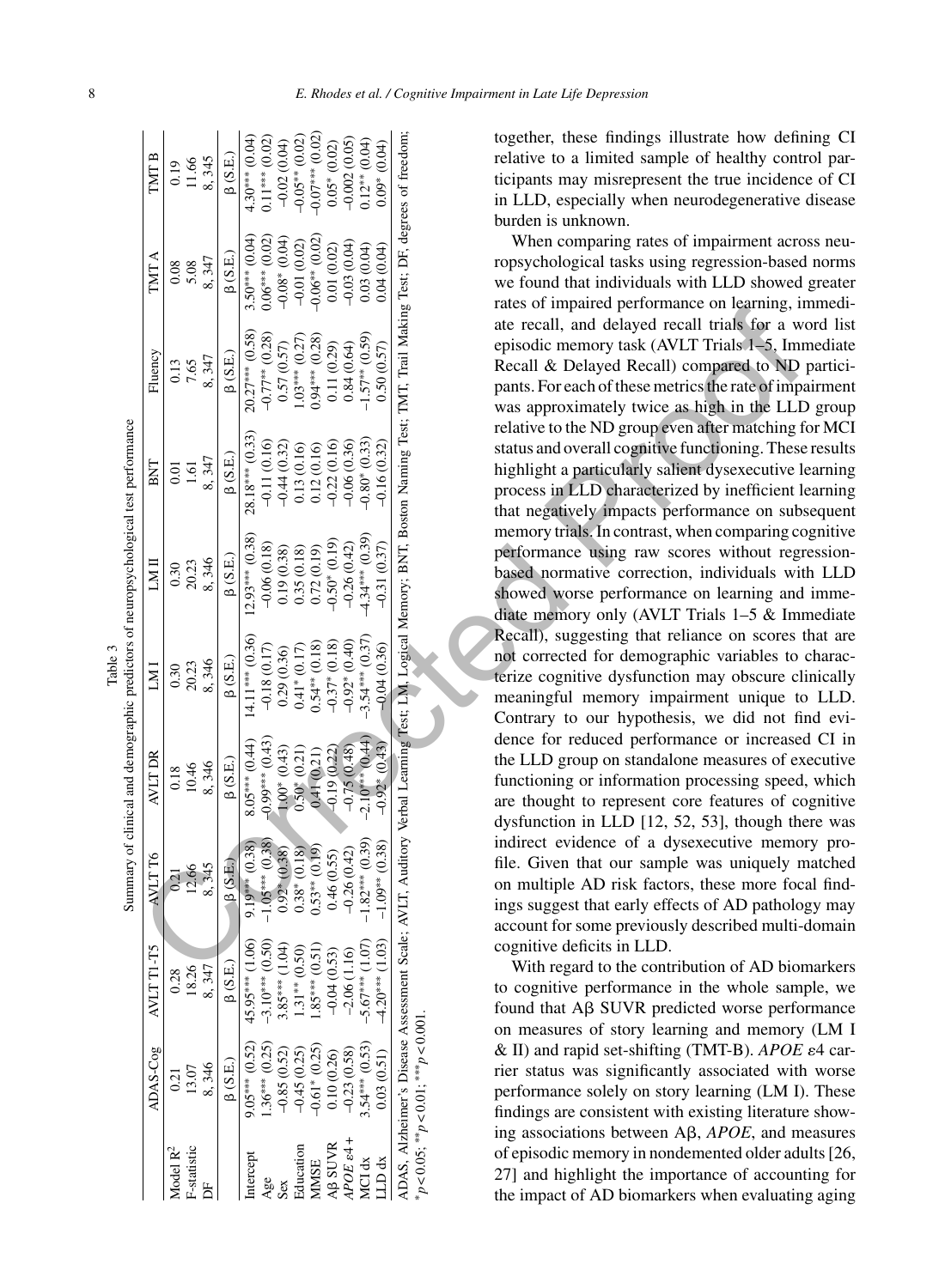Table 3

Summary of clinical and demographic predictors of neuropsychological test performance

| | ADAS-Cog | AVLT T1-T5 | AVLT T6 | AVLT DR | LM I | LM II | BNT | Fluency | TMT A | TMT B |
|---|---|---|---|---|---|---|---|---|---|---|
| Model $R^2$ | 0.21 | 0.28 | 0.21 | 0.18 | 0.30 | 0.30 | 0.01 | 0.13 | 0.08 | 0.19 |
| F-statistic | 13.07 | 18.26 | 12.66 | 10.46 | 20.23 | 20.23 | 1.61 | 7.65 | 5.08 | 11.66 |
| DF | 8, 346 | 8, 347 | 8, 345 | 8, 346 | 8, 346 | 8, 346 | 8, 347 | 8, 347 | 8, 347 | 8, 345 |
| | β (S.E.) | β (S.E.) | β (S.E.) | β (S.E.) | β (S.E.) | β (S.E.) | β (S.E.) | β (S.E.) | β (S.E.) | β (S.E.) |
| Intercept | 9.05*** (0.52) | 45.95*** (1.06) | 9.19*** (0.38) | 8.05*** (0.44) | 14.11*** (0.36) | 12.93*** (0.38) | 28.18*** (0.33) | 20.27*** (0.58) | 3.50*** (0.04) | 4.30*** (0.04) |
| Age | 1.36*** (0.25) | −3.10*** (0.50) | −1.05*** (0.38) | −0.99*** (0.43) | −0.18 (0.17) | −0.06 (0.18) | −0.11 (0.16) | −0.77** (0.28) | 0.06*** (0.02) | 0.11*** (0.02) |
| Sex | −0.85 (0.52) | 3.85*** (1.04) | 0.92* (0.38) | 1.00* (0.43) | 0.29 (0.36) | 0.19 (0.38) | −0.44 (0.32) | 0.57 (0.57) | −0.08* (0.04) | −0.02 (0.04) |
| Education | −0.45 (0.25) | 1.31** (0.50) | 0.38* (0.18) | 0.50* (0.21) | 0.41* (0.17) | 0.35 (0.18) | 0.13 (0.16) | 1.03*** (0.27) | −0.01 (0.02) | −0.05** (0.02) |
| MMSE | −0.61* (0.25) | 1.85*** (0.51) | 0.53** (0.19) | 0.41 (0.21) | 0.54** (0.18) | 0.72 (0.19) | 0.12 (0.16) | 0.94*** (0.28) | −0.06** (0.02) | −0.07*** (0.02) |
| Aβ SUVR | 0.10 (0.26) | −0.04 (0.53) | 0.46 (0.55) | −0.19 (0.22) | −0.37* (0.18) | −0.50* (0.19) | −0.22 (0.16) | 0.11 (0.29) | 0.01 (0.02) | 0.05* (0.02) |
| *APOE* ε4+ | −0.23 (0.58) | −2.06 (1.16) | −0.26 (0.42) | −0.75 (0.48) | −0.92* (0.40) | −0.26 (0.42) | −0.06 (0.36) | 0.84 (0.64) | −0.03 (0.04) | −0.002 (0.05) |
| MCI dx | 3.54*** (0.53) | −5.67*** (1.07) | −1.82*** (0.39) | −2.10*** (0.44) | −3.54*** (0.37) | −4.34*** (0.39) | −0.80* (0.33) | −1.57** (0.59) | 0.03 (0.04) | 0.12** (0.04) |
| LLD dx | 0.03 (0.51) | −4.20*** (1.03) | −1.09** (0.38) | −0.92* (0.43) | −0.04 (0.36) | −0.31 (0.37) | −0.16 (0.32) | 0.50 (0.57) | 0.04 (0.04) | 0.09* (0.04) |

ADAS, Alzheimer's Disease Assessment Scale; AVLT, Auditory Verbal Learning Test; LM, Logical Memory; BNT, Boston Naming Test; TMT, Trail Making Test; DF, degrees of freedom; *$p<0.05$; **$p<0.01$; ***$p<0.001$.

together, these findings illustrate how defining CI relative to a limited sample of healthy control participants may misrepresent the true incidence of CI in LLD, especially when neurodegenerative disease burden is unknown.

When comparing rates of impairment across neuropsychological tasks using regression-based norms we found that individuals with LLD showed greater rates of impaired performance on learning, immediate recall, and delayed recall trials for a word list episodic memory task (AVLT Trials 1–5, Immediate Recall & Delayed Recall) compared to ND participants. For each of these metrics the rate of impairment was approximately twice as high in the LLD group relative to the ND group even after matching for MCI status and overall cognitive functioning. These results highlight a particularly salient dysexecutive learning process in LLD characterized by inefficient learning that negatively impacts performance on subsequent memory trials. In contrast, when comparing cognitive performance using raw scores without regression-based normative correction, individuals with LLD showed worse performance on learning and immediate memory only (AVLT Trials 1–5 & Immediate Recall), suggesting that reliance on scores that are not corrected for demographic variables to characterize cognitive dysfunction may obscure clinically meaningful memory impairment unique to LLD. Contrary to our hypothesis, we did not find evidence for reduced performance or increased CI in the LLD group on standalone measures of executive functioning or information processing speed, which are thought to represent core features of cognitive dysfunction in LLD [12, 52, 53], though there was indirect evidence of a dysexecutive memory profile. Given that our sample was uniquely matched on multiple AD risk factors, these more focal findings suggest that early effects of AD pathology may account for some previously described multi-domain cognitive deficits in LLD.

With regard to the contribution of AD biomarkers to cognitive performance in the whole sample, we found that Aβ SUVR predicted worse performance on measures of story learning and memory (LM I & II) and rapid set-shifting (TMT-B). *APOE* ε4 carrier status was significantly associated with worse performance solely on story learning (LM I). These findings are consistent with existing literature showing associations between Aβ, *APOE*, and measures of episodic memory in nondemented older adults [26, 27] and highlight the importance of accounting for the impact of AD biomarkers when evaluating aging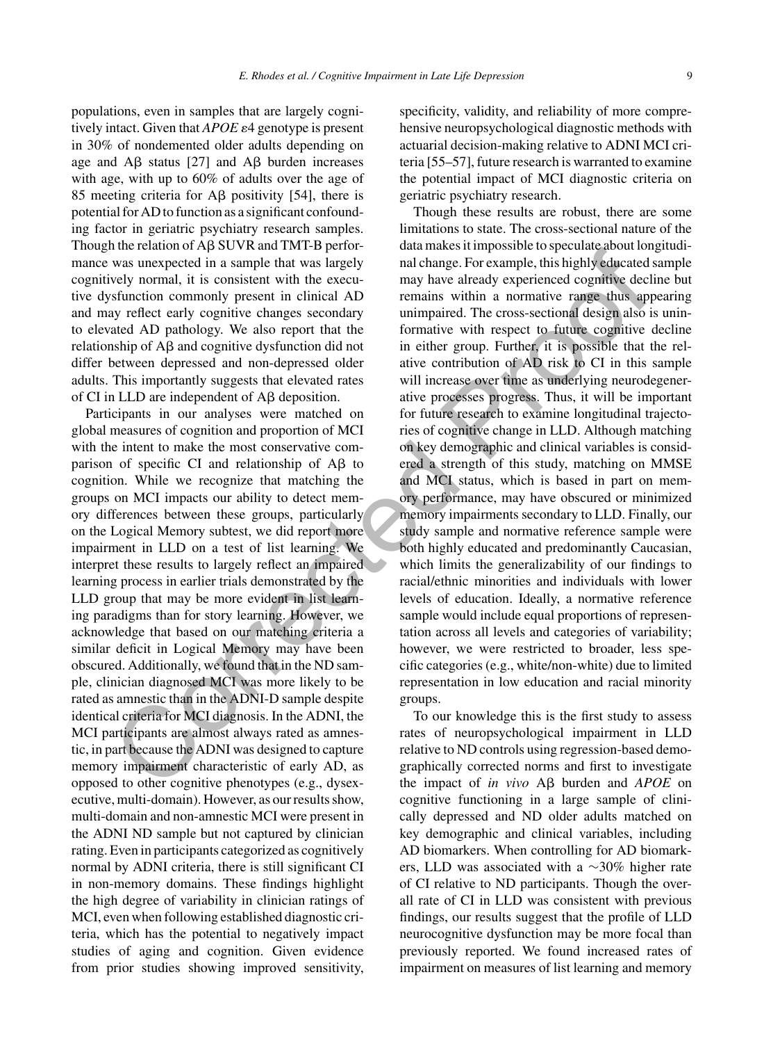populations, even in samples that are largely cognitively intact. Given that *APOE* ε4 genotype is present in 30% of nondemented older adults depending on age and Aβ status [27] and Aβ burden increases with age, with up to 60% of adults over the age of 85 meeting criteria for Aβ positivity [54], there is potential for AD to function as a significant confounding factor in geriatric psychiatry research samples. Though the relation of Aβ SUVR and TMT-B performance was unexpected in a sample that was largely cognitively normal, it is consistent with the executive dysfunction commonly present in clinical AD and may reflect early cognitive changes secondary to elevated AD pathology. We also report that the relationship of Aβ and cognitive dysfunction did not differ between depressed and non-depressed older adults. This importantly suggests that elevated rates of CI in LLD are independent of Aβ deposition.

Participants in our analyses were matched on global measures of cognition and proportion of MCI with the intent to make the most conservative comparison of specific CI and relationship of Aβ to cognition. While we recognize that matching the groups on MCI impacts our ability to detect memory differences between these groups, particularly on the Logical Memory subtest, we did report more impairment in LLD on a test of list learning. We interpret these results to largely reflect an impaired learning process in earlier trials demonstrated by the LLD group that may be more evident in list learning paradigms than for story learning. However, we acknowledge that based on our matching criteria a similar deficit in Logical Memory may have been obscured. Additionally, we found that in the ND sample, clinician diagnosed MCI was more likely to be rated as amnestic than in the ADNI-D sample despite identical criteria for MCI diagnosis. In the ADNI, the MCI participants are almost always rated as amnestic, in part because the ADNI was designed to capture memory impairment characteristic of early AD, as opposed to other cognitive phenotypes (e.g., dysexecutive, multi-domain). However, as our results show, multi-domain and non-amnestic MCI were present in the ADNI ND sample but not captured by clinician rating. Even in participants categorized as cognitively normal by ADNI criteria, there is still significant CI in non-memory domains. These findings highlight the high degree of variability in clinician ratings of MCI, even when following established diagnostic criteria, which has the potential to negatively impact studies of aging and cognition. Given evidence from prior studies showing improved sensitivity, specificity, validity, and reliability of more comprehensive neuropsychological diagnostic methods with actuarial decision-making relative to ADNI MCI criteria [55–57], future research is warranted to examine the potential impact of MCI diagnostic criteria on geriatric psychiatry research.

Though these results are robust, there are some limitations to state. The cross-sectional nature of the data makes it impossible to speculate about longitudinal change. For example, this highly educated sample may have already experienced cognitive decline but remains within a normative range thus appearing unimpaired. The cross-sectional design also is uninformative with respect to future cognitive decline in either group. Further, it is possible that the relative contribution of AD risk to CI in this sample will increase over time as underlying neurodegenerative processes progress. Thus, it will be important for future research to examine longitudinal trajectories of cognitive change in LLD. Although matching on key demographic and clinical variables is considered a strength of this study, matching on MMSE and MCI status, which is based in part on memory performance, may have obscured or minimized memory impairments secondary to LLD. Finally, our study sample and normative reference sample were both highly educated and predominantly Caucasian, which limits the generalizability of our findings to racial/ethnic minorities and individuals with lower levels of education. Ideally, a normative reference sample would include equal proportions of representation across all levels and categories of variability; however, we were restricted to broader, less specific categories (e.g., white/non-white) due to limited representation in low education and racial minority groups.

To our knowledge this is the first study to assess rates of neuropsychological impairment in LLD relative to ND controls using regression-based demographically corrected norms and first to investigate the impact of *in vivo* Aβ burden and *APOE* on cognitive functioning in a large sample of clinically depressed and ND older adults matched on key demographic and clinical variables, including AD biomarkers. When controlling for AD biomarkers, LLD was associated with a ∼30% higher rate of CI relative to ND participants. Though the overall rate of CI in LLD was consistent with previous findings, our results suggest that the profile of LLD neurocognitive dysfunction may be more focal than previously reported. We found increased rates of impairment on measures of list learning and memory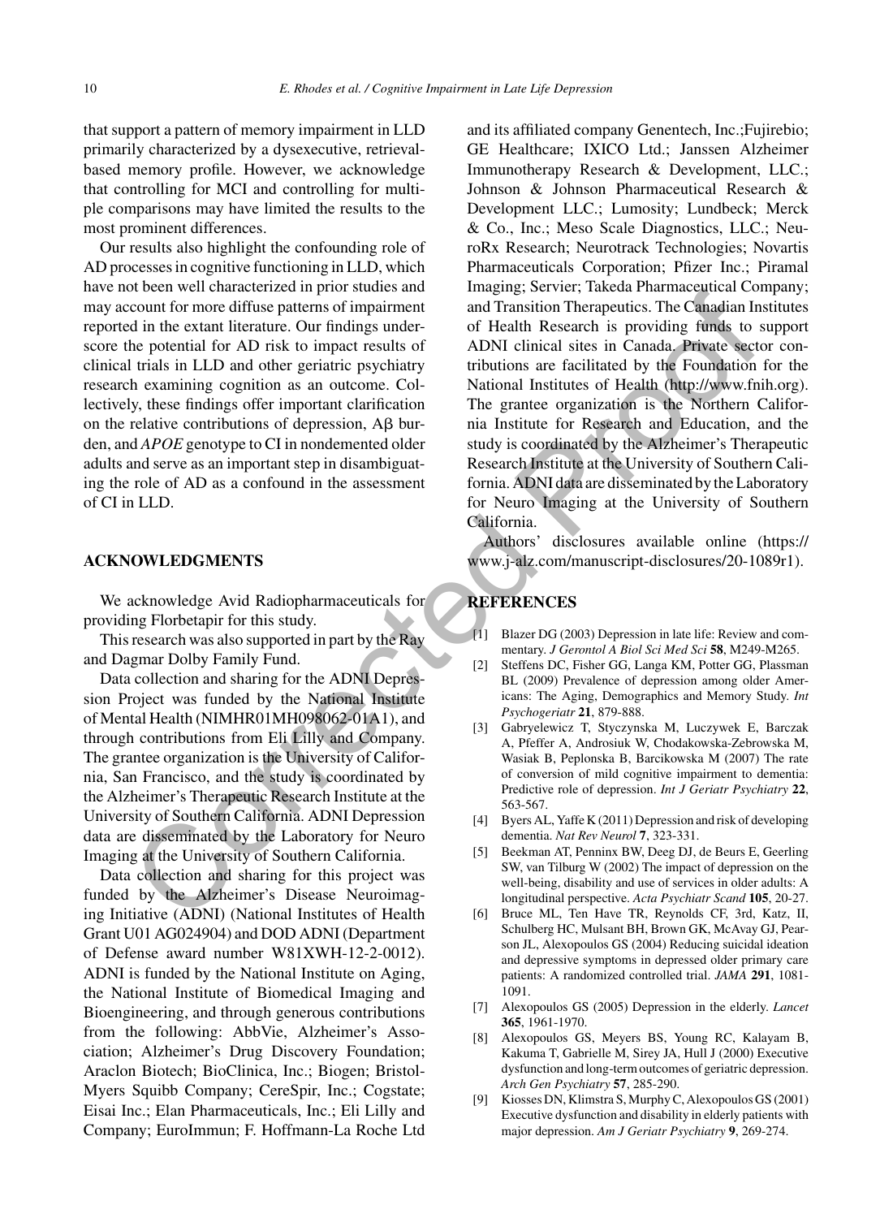that support a pattern of memory impairment in LLD primarily characterized by a dysexecutive, retrieval-based memory profile. However, we acknowledge that controlling for MCI and controlling for multiple comparisons may have limited the results to the most prominent differences.

Our results also highlight the confounding role of AD processes in cognitive functioning in LLD, which have not been well characterized in prior studies and may account for more diffuse patterns of impairment reported in the extant literature. Our findings underscore the potential for AD risk to impact results of clinical trials in LLD and other geriatric psychiatry research examining cognition as an outcome. Collectively, these findings offer important clarification on the relative contributions of depression, Aβ burden, and *APOE* genotype to CI in nondemented older adults and serve as an important step in disambiguating the role of AD as a confound in the assessment of CI in LLD.

## ACKNOWLEDGMENTS

We acknowledge Avid Radiopharmaceuticals for providing Florbetapir for this study.

This research was also supported in part by the Ray and Dagmar Dolby Family Fund.

Data collection and sharing for the ADNI Depression Project was funded by the National Institute of Mental Health (NIMHR01MH098062-01A1), and through contributions from Eli Lilly and Company. The grantee organization is the University of California, San Francisco, and the study is coordinated by the Alzheimer's Therapeutic Research Institute at the University of Southern California. ADNI Depression data are disseminated by the Laboratory for Neuro Imaging at the University of Southern California.

Data collection and sharing for this project was funded by the Alzheimer's Disease Neuroimaging Initiative (ADNI) (National Institutes of Health Grant U01 AG024904) and DOD ADNI (Department of Defense award number W81XWH-12-2-0012). ADNI is funded by the National Institute on Aging, the National Institute of Biomedical Imaging and Bioengineering, and through generous contributions from the following: AbbVie, Alzheimer's Association; Alzheimer's Drug Discovery Foundation; Araclon Biotech; BioClinica, Inc.; Biogen; Bristol-Myers Squibb Company; CereSpir, Inc.; Cogstate; Eisai Inc.; Elan Pharmaceuticals, Inc.; Eli Lilly and Company; EuroImmun; F. Hoffmann-La Roche Ltd and its affiliated company Genentech, Inc.;Fujirebio; GE Healthcare; IXICO Ltd.; Janssen Alzheimer Immunotherapy Research & Development, LLC.; Johnson & Johnson Pharmaceutical Research & Development LLC.; Lumosity; Lundbeck; Merck & Co., Inc.; Meso Scale Diagnostics, LLC.; NeuroRx Research; Neurotrack Technologies; Novartis Pharmaceuticals Corporation; Pfizer Inc.; Piramal Imaging; Servier; Takeda Pharmaceutical Company; and Transition Therapeutics. The Canadian Institutes of Health Research is providing funds to support ADNI clinical sites in Canada. Private sector contributions are facilitated by the Foundation for the National Institutes of Health (http://www.fnih.org). The grantee organization is the Northern California Institute for Research and Education, and the study is coordinated by the Alzheimer's Therapeutic Research Institute at the University of Southern California. ADNI data are disseminated by the Laboratory for Neuro Imaging at the University of Southern California.

Authors' disclosures available online (https://www.j-alz.com/manuscript-disclosures/20-1089r1).

## REFERENCES

[1] Blazer DG (2003) Depression in late life: Review and commentary. *J Gerontol A Biol Sci Med Sci* **58**, M249-M265.

[2] Steffens DC, Fisher GG, Langa KM, Potter GG, Plassman BL (2009) Prevalence of depression among older Americans: The Aging, Demographics and Memory Study. *Int Psychogeriatr* **21**, 879-888.

[3] Gabryelewicz T, Styczynska M, Luczywek E, Barczak A, Pfeffer A, Androsiuk W, Chodakowska-Zebrowska M, Wasiak B, Peplonska B, Barcikowska M (2007) The rate of conversion of mild cognitive impairment to dementia: Predictive role of depression. *Int J Geriatr Psychiatry* **22**, 563-567.

[4] Byers AL, Yaffe K (2011) Depression and risk of developing dementia. *Nat Rev Neurol* **7**, 323-331.

[5] Beekman AT, Penninx BW, Deeg DJ, de Beurs E, Geerling SW, van Tilburg W (2002) The impact of depression on the well-being, disability and use of services in older adults: A longitudinal perspective. *Acta Psychiatr Scand* **105**, 20-27.

[6] Bruce ML, Ten Have TR, Reynolds CF, 3rd, Katz, II, Schulberg HC, Mulsant BH, Brown GK, McAvay GJ, Pearson JL, Alexopoulos GS (2004) Reducing suicidal ideation and depressive symptoms in depressed older primary care patients: A randomized controlled trial. *JAMA* **291**, 1081-1091.

[7] Alexopoulos GS (2005) Depression in the elderly. *Lancet* **365**, 1961-1970.

[8] Alexopoulos GS, Meyers BS, Young RC, Kalayam B, Kakuma T, Gabrielle M, Sirey JA, Hull J (2000) Executive dysfunction and long-term outcomes of geriatric depression. *Arch Gen Psychiatry* **57**, 285-290.

[9] Kiosses DN, Klimstra S, Murphy C, Alexopoulos GS (2001) Executive dysfunction and disability in elderly patients with major depression. *Am J Geriatr Psychiatry* **9**, 269-274.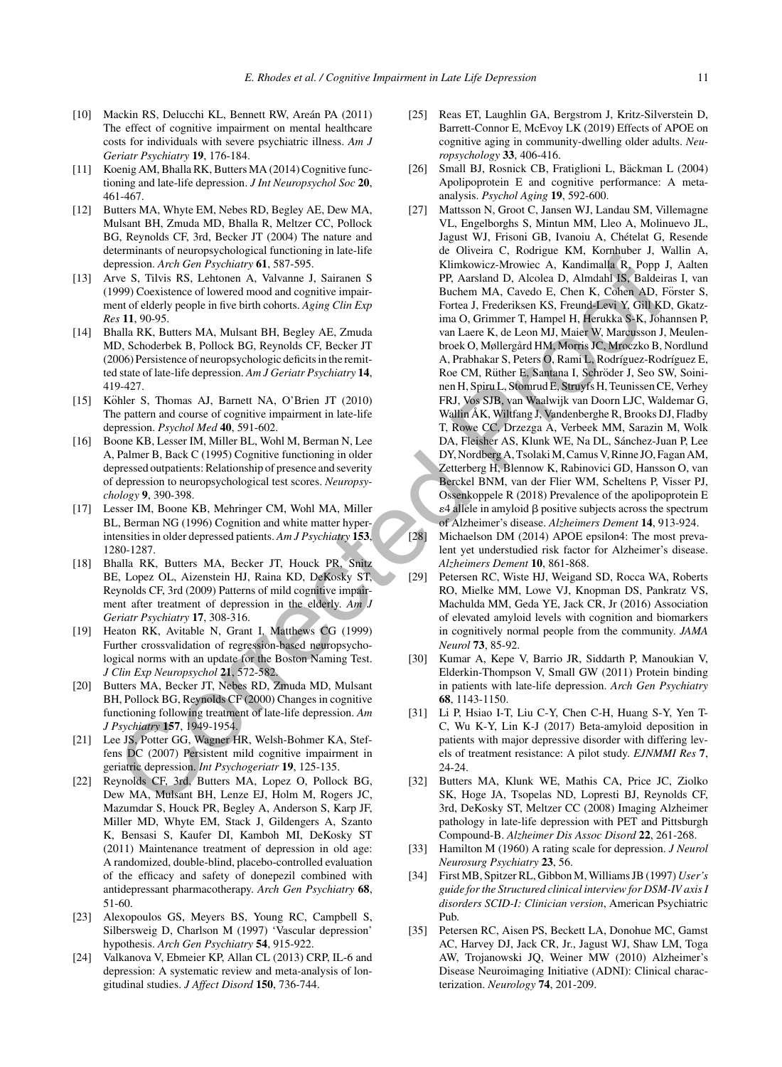[10] Mackin RS, Delucchi KL, Bennett RW, Areán PA (2011) The effect of cognitive impairment on mental healthcare costs for individuals with severe psychiatric illness. *Am J Geriatr Psychiatry* **19**, 176-184.

[11] Koenig AM, Bhalla RK, Butters MA (2014) Cognitive functioning and late-life depression. *J Int Neuropsychol Soc* **20**, 461-467.

[12] Butters MA, Whyte EM, Nebes RD, Begley AE, Dew MA, Mulsant BH, Zmuda MD, Bhalla R, Meltzer CC, Pollock BG, Reynolds CF, 3rd, Becker JT (2004) The nature and determinants of neuropsychological functioning in late-life depression. *Arch Gen Psychiatry* **61**, 587-595.

[13] Arve S, Tilvis RS, Lehtonen A, Valvanne J, Sairanen S (1999) Coexistence of lowered mood and cognitive impairment of elderly people in five birth cohorts. *Aging Clin Exp Res* **11**, 90-95.

[14] Bhalla RK, Butters MA, Mulsant BH, Begley AE, Zmuda MD, Schoderbek B, Pollock BG, Reynolds CF, Becker JT (2006) Persistence of neuropsychologic deficits in the remitted state of late-life depression. *Am J Geriatr Psychiatry* **14**, 419-427.

[15] Köhler S, Thomas AJ, Barnett NA, O'Brien JT (2010) The pattern and course of cognitive impairment in late-life depression. *Psychol Med* **40**, 591-602.

[16] Boone KB, Lesser IM, Miller BL, Wohl M, Berman N, Lee A, Palmer B, Back C (1995) Cognitive functioning in older depressed outpatients: Relationship of presence and severity of depression to neuropsychological test scores. *Neuropsychology* **9**, 390-398.

[17] Lesser IM, Boone KB, Mehringer CM, Wohl MA, Miller BL, Berman NG (1996) Cognition and white matter hyperintensities in older depressed patients. *Am J Psychiatry* **153**, 1280-1287.

[18] Bhalla RK, Butters MA, Becker JT, Houck PR, Snitz BE, Lopez OL, Aizenstein HJ, Raina KD, DeKosky ST, Reynolds CF, 3rd (2009) Patterns of mild cognitive impairment after treatment of depression in the elderly. *Am J Geriatr Psychiatry* **17**, 308-316.

[19] Heaton RK, Avitable N, Grant I, Matthews CG (1999) Further crossvalidation of regression-based neuropsychological norms with an update for the Boston Naming Test. *J Clin Exp Neuropsychol* **21**, 572-582.

[20] Butters MA, Becker JT, Nebes RD, Zmuda MD, Mulsant BH, Pollock BG, Reynolds CF (2000) Changes in cognitive functioning following treatment of late-life depression. *Am J Psychiatry* **157**, 1949-1954.

[21] Lee JS, Potter GG, Wagner HR, Welsh-Bohmer KA, Steffens DC (2007) Persistent mild cognitive impairment in geriatric depression. *Int Psychogeriatr* **19**, 125-135.

[22] Reynolds CF, 3rd, Butters MA, Lopez O, Pollock BG, Dew MA, Mulsant BH, Lenze EJ, Holm M, Rogers JC, Mazumdar S, Houck PR, Begley A, Anderson S, Karp JF, Miller MD, Whyte EM, Stack J, Gildengers A, Szanto K, Bensasi S, Kaufer DI, Kamboh MI, DeKosky ST (2011) Maintenance treatment of depression in old age: A randomized, double-blind, placebo-controlled evaluation of the efficacy and safety of donepezil combined with antidepressant pharmacotherapy. *Arch Gen Psychiatry* **68**, 51-60.

[23] Alexopoulos GS, Meyers BS, Young RC, Campbell S, Silbersweig D, Charlson M (1997) 'Vascular depression' hypothesis. *Arch Gen Psychiatry* **54**, 915-922.

[24] Valkanova V, Ebmeier KP, Allan CL (2013) CRP, IL-6 and depression: A systematic review and meta-analysis of longitudinal studies. *J Affect Disord* **150**, 736-744.

[25] Reas ET, Laughlin GA, Bergstrom J, Kritz-Silverstein D, Barrett-Connor E, McEvoy LK (2019) Effects of APOE on cognitive aging in community-dwelling older adults. *Neuropsychology* **33**, 406-416.

[26] Small BJ, Rosnick CB, Fratiglioni L, Bäckman L (2004) Apolipoprotein E and cognitive performance: A meta-analysis. *Psychol Aging* **19**, 592-600.

[27] Mattsson N, Groot C, Jansen WJ, Landau SM, Villemagne VL, Engelborghs S, Mintun MM, Lleo A, Molinuevo JL, Jagust WJ, Frisoni GB, Ivanoiu A, Chételat G, Resende de Oliveira C, Rodrigue KM, Kornhuber J, Wallin A, Klimkowicz-Mrowiec A, Kandimalla R, Popp J, Aalten PP, Aarsland D, Alcolea D, Almdahl IS, Baldeiras I, van Buchem MA, Cavedo E, Chen K, Cohen AD, Förster S, Fortea J, Frederiksen KS, Freund-Levi Y, Gill KD, Gkatzima O, Grimmer T, Hampel H, Herukka S-K, Johannsen P, van Laere K, de Leon MJ, Maier W, Marcusson J, Meulenbroek O, Møllergård HM, Morris JC, Mroczko B, Nordlund A, Prabhakar S, Peters O, Rami L, Rodríguez-Rodríguez E, Roe CM, Rüther E, Santana I, Schröder J, Seo SW, Soininen H, Spiru L, Stomrud E, Struyfs H, Teunissen CE, Verhey FRJ, Vos SJB, van Waalwijk van Doorn LJC, Waldemar G, Wallin ÅK, Wiltfang J, Vandenberghe R, Brooks DJ, Fladby T, Rowe CC, Drzezga A, Verbeek MM, Sarazin M, Wolk DA, Fleisher AS, Klunk WE, Na DL, Sánchez-Juan P, Lee DY, Nordberg A, Tsolaki M, Camus V, Rinne JO, Fagan AM, Zetterberg H, Blennow K, Rabinovici GD, Hansson O, van Berckel BNM, van der Flier WM, Scheltens P, Visser PJ, Ossenkoppele R (2018) Prevalence of the apolipoprotein E $\varepsilon 4$ allele in amyloid $\beta$ positive subjects across the spectrum of Alzheimer's disease. *Alzheimers Dement* **14**, 913-924.

[28] Michaelson DM (2014) APOE epsilon4: The most prevalent yet understudied risk factor for Alzheimer's disease. *Alzheimers Dement* **10**, 861-868.

[29] Petersen RC, Wiste HJ, Weigand SD, Rocca WA, Roberts RO, Mielke MM, Lowe VJ, Knopman DS, Pankratz VS, Machulda MM, Geda YE, Jack CR, Jr (2016) Association of elevated amyloid levels with cognition and biomarkers in cognitively normal people from the community. *JAMA Neurol* **73**, 85-92.

[30] Kumar A, Kepe V, Barrio JR, Siddarth P, Manoukian V, Elderkin-Thompson V, Small GW (2011) Protein binding in patients with late-life depression. *Arch Gen Psychiatry* **68**, 1143-1150.

[31] Li P, Hsiao I-T, Liu C-Y, Chen C-H, Huang S-Y, Yen T-C, Wu K-Y, Lin K-J (2017) Beta-amyloid deposition in patients with major depressive disorder with differing levels of treatment resistance: A pilot study. *EJNMMI Res* **7**, 24-24.

[32] Butters MA, Klunk WE, Mathis CA, Price JC, Ziolko SK, Hoge JA, Tsopelas ND, Lopresti BJ, Reynolds CF, 3rd, DeKosky ST, Meltzer CC (2008) Imaging Alzheimer pathology in late-life depression with PET and Pittsburgh Compound-B. *Alzheimer Dis Assoc Disord* **22**, 261-268.

[33] Hamilton M (1960) A rating scale for depression. *J Neurol Neurosurg Psychiatry* **23**, 56.

[34] First MB, Spitzer RL, Gibbon M, Williams JB (1997) *User's guide for the Structured clinical interview for DSM-IV axis I disorders SCID-I: Clinician version*, American Psychiatric Pub.

[35] Petersen RC, Aisen PS, Beckett LA, Donohue MC, Gamst AC, Harvey DJ, Jack CR, Jr., Jagust WJ, Shaw LM, Toga AW, Trojanowski JQ, Weiner MW (2010) Alzheimer's Disease Neuroimaging Initiative (ADNI): Clinical characterization. *Neurology* **74**, 201-209.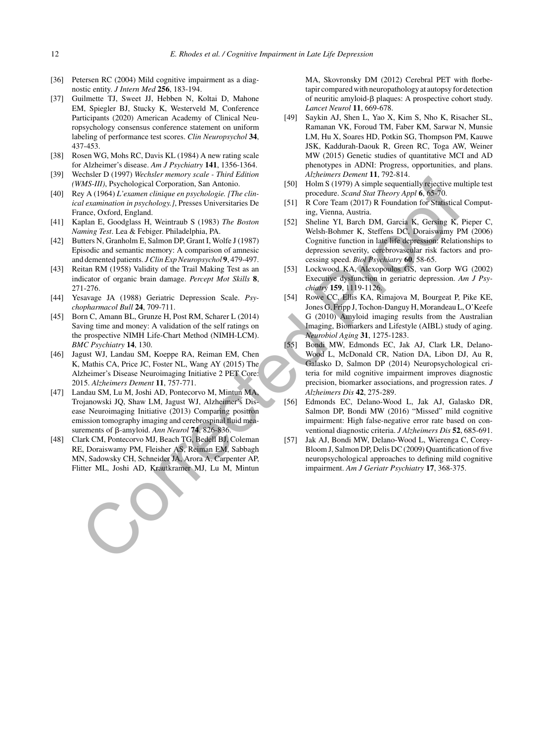[36] Petersen RC (2004) Mild cognitive impairment as a diagnostic entity. *J Intern Med* **256**, 183-194.

[37] Guilmette TJ, Sweet JJ, Hebben N, Koltai D, Mahone EM, Spiegler BJ, Stucky K, Westerveld M, Conference Participants (2020) American Academy of Clinical Neuropsychology consensus conference statement on uniform labeling of performance test scores. *Clin Neuropsychol* **34**, 437-453.

[38] Rosen WG, Mohs RC, Davis KL (1984) A new rating scale for Alzheimer's disease. *Am J Psychiatry* **141**, 1356-1364.

[39] Wechsler D (1997) *Wechsler memory scale - Third Edition (WMS-III)*, Psychological Corporation, San Antonio.

[40] Rey A (1964) *L'examen clinique en psychologie. [The clinical examination in psychology.]*, Presses Universitaries De France, Oxford, England.

[41] Kaplan E, Goodglass H, Weintraub S (1983) *The Boston Naming Test*. Lea & Febiger. Philadelphia, PA.

[42] Butters N, Granholm E, Salmon DP, Grant I, Wolfe J (1987) Episodic and semantic memory: A comparison of amnesic and demented patients. *J Clin Exp Neuropsychol* **9**, 479-497.

[43] Reitan RM (1958) Validity of the Trail Making Test as an indicator of organic brain damage. *Percept Mot Skills* **8**, 271-276.

[44] Yesavage JA (1988) Geriatric Depression Scale. *Psychopharmacol Bull* **24**, 709-711.

[45] Born C, Amann BL, Grunze H, Post RM, Scharer L (2014) Saving time and money: A validation of the self ratings on the prospective NIMH Life-Chart Method (NIMH-LCM). *BMC Psychiatry* **14**, 130.

[46] Jagust WJ, Landau SM, Koeppe RA, Reiman EM, Chen K, Mathis CA, Price JC, Foster NL, Wang AY (2015) The Alzheimer's Disease Neuroimaging Initiative 2 PET Core: 2015. *Alzheimers Dement* **11**, 757-771.

[47] Landau SM, Lu M, Joshi AD, Pontecorvo M, Mintun MA, Trojanowski JQ, Shaw LM, Jagust WJ, Alzheimer's Disease Neuroimaging Initiative (2013) Comparing positron emission tomography imaging and cerebrospinal fluid measurements of β-amyloid. *Ann Neurol* **74**, 826-836.

[48] Clark CM, Pontecorvo MJ, Beach TG, Bedell BJ, Coleman RE, Doraiswamy PM, Fleisher AS, Reiman EM, Sabbagh MN, Sadowsky CH, Schneider JA, Arora A, Carpenter AP, Flitter ML, Joshi AD, Krautkramer MJ, Lu M, Mintun MA, Skovronsky DM (2012) Cerebral PET with florbetapir compared with neuropathology at autopsy for detection of neuritic amyloid-β plaques: A prospective cohort study. *Lancet Neurol* **11**, 669-678.

[49] Saykin AJ, Shen L, Yao X, Kim S, Nho K, Risacher SL, Ramanan VK, Foroud TM, Faber KM, Sarwar N, Munsie LM, Hu X, Soares HD, Potkin SG, Thompson PM, Kauwe JSK, Kaddurah-Daouk R, Green RC, Toga AW, Weiner MW (2015) Genetic studies of quantitative MCI and AD phenotypes in ADNI: Progress, opportunities, and plans. *Alzheimers Dement* **11**, 792-814.

[50] Holm S (1979) A simple sequentially rejective multiple test procedure. *Scand Stat Theory Appl* **6**, 65-70.

[51] R Core Team (2017) R Foundation for Statistical Computing, Vienna, Austria.

[52] Sheline YI, Barch DM, Garcia K, Gersing K, Pieper C, Welsh-Bohmer K, Steffens DC, Doraiswamy PM (2006) Cognitive function in late life depression: Relationships to depression severity, cerebrovascular risk factors and processing speed. *Biol Psychiatry* **60**, 58-65.

[53] Lockwood KA, Alexopoulos GS, van Gorp WG (2002) Executive dysfunction in geriatric depression. *Am J Psychiatry* **159**, 1119-1126.

[54] Rowe CC, Ellis KA, Rimajova M, Bourgeat P, Pike KE, Jones G, Fripp J, Tochon-Danguy H, Morandeau L, O'Keefe G (2010) Amyloid imaging results from the Australian Imaging, Biomarkers and Lifestyle (AIBL) study of aging. *Neurobiol Aging* **31**, 1275-1283.

[55] Bondi MW, Edmonds EC, Jak AJ, Clark LR, Delano-Wood L, McDonald CR, Nation DA, Libon DJ, Au R, Galasko D, Salmon DP (2014) Neuropsychological criteria for mild cognitive impairment improves diagnostic precision, biomarker associations, and progression rates. *J Alzheimers Dis* **42**, 275-289.

[56] Edmonds EC, Delano-Wood L, Jak AJ, Galasko DR, Salmon DP, Bondi MW (2016) "Missed" mild cognitive impairment: High false-negative error rate based on conventional diagnostic criteria. *J Alzheimers Dis* **52**, 685-691.

[57] Jak AJ, Bondi MW, Delano-Wood L, Wierenga C, Corey-Bloom J, Salmon DP, Delis DC (2009) Quantification of five neuropsychological approaches to defining mild cognitive impairment. *Am J Geriatr Psychiatry* **17**, 368-375.